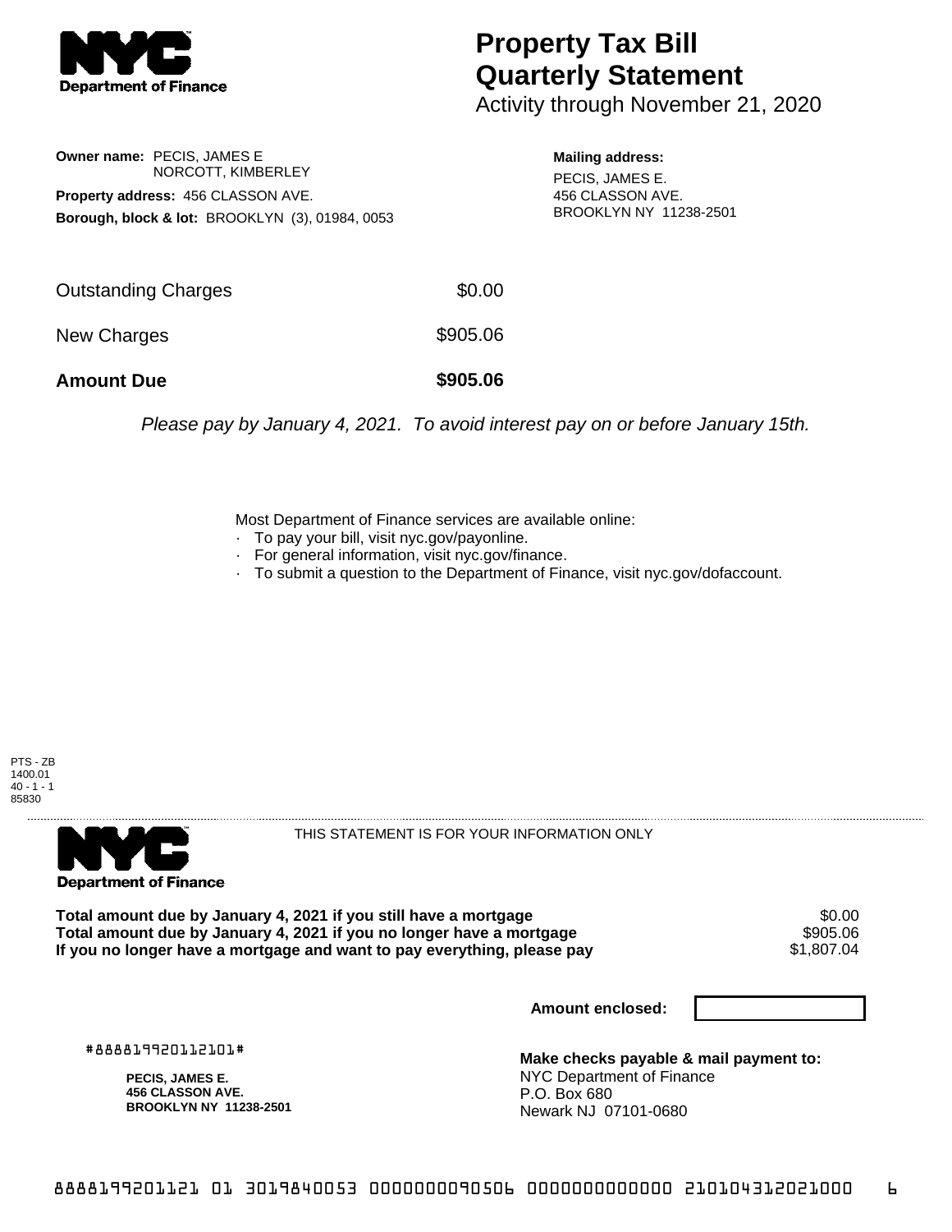**NYC Department of Finance**

# Property Tax Bill Quarterly Statement

Activity through November 21, 2020

**Owner name:** PECIS, JAMES E
NORCOTT, KIMBERLEY

**Property address:** 456 CLASSON AVE.

**Borough, block & lot:** BROOKLYN (3), 01984, 0053

**Mailing address:**
PECIS, JAMES E.
456 CLASSON AVE.
BROOKLYN NY 11238-2501

| | |
|---|---|
| Outstanding Charges | $0.00 |
| New Charges | $905.06 |
| **Amount Due** | **$905.06** |

*Please pay by January 4, 2021. To avoid interest pay on or before January 15th.*

Most Department of Finance services are available online:

- To pay your bill, visit nyc.gov/payonline.
- For general information, visit nyc.gov/finance.
- To submit a question to the Department of Finance, visit nyc.gov/dofaccount.

PTS - ZB
1400.01
40 - 1 - 1
85830

---

**NYC Department of Finance**

THIS STATEMENT IS FOR YOUR INFORMATION ONLY

| | |
|---|---|
| **Total amount due by January 4, 2021 if you still have a mortgage** | $0.00 |
| **Total amount due by January 4, 2021 if you no longer have a mortgage** | $905.06 |
| **If you no longer have a mortgage and want to pay everything, please pay** | $1,807.04 |

**Amount enclosed:**

#888819920112101#

**PECIS, JAMES E.**
**456 CLASSON AVE.**
**BROOKLYN NY 11238-2501**

**Make checks payable & mail payment to:**
NYC Department of Finance
P.O. Box 680
Newark NJ 07101-0680

8888199201121 01 3019840053 0000000090506 0000000000000 210104312021000 6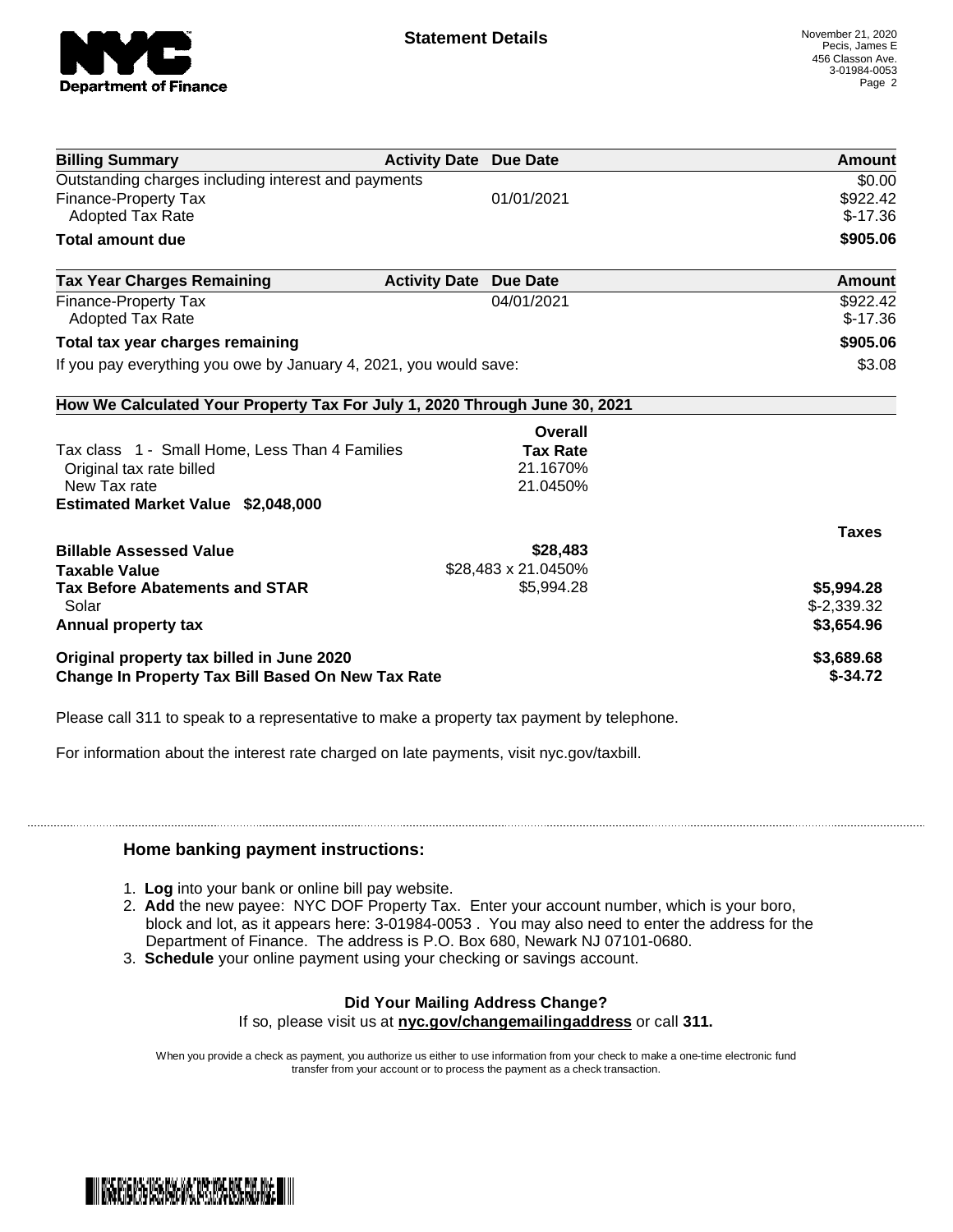# Statement Details

November 21, 2020
Pecis, James E
456 Classon Ave.
3-01984-0053

| Billing Summary | Activity Date | Due Date | Amount |
|---|---|---|---|
| Outstanding charges including interest and payments | | | $0.00 |
| Finance-Property Tax | | 01/01/2021 | $922.42 |
| Adopted Tax Rate | | | $-17.36 |
| **Total amount due** | | | **$905.06** |

| Tax Year Charges Remaining | Activity Date | Due Date | Amount |
|---|---|---|---|
| Finance-Property Tax | | 04/01/2021 | $922.42 |
| Adopted Tax Rate | | | $-17.36 |
| **Total tax year charges remaining** | | | **$905.06** |
| If you pay everything you owe by January 4, 2021, you would save: | | | $3.08 |

## How We Calculated Your Property Tax For July 1, 2020 Through June 30, 2021

| | Overall Tax Rate | Taxes |
|---|---|---|
| Tax class 1 - Small Home, Less Than 4 Families | | |
| Original tax rate billed | 21.1670% | |
| New Tax rate | 21.0450% | |
| **Estimated Market Value $2,048,000** | | |
| **Billable Assessed Value** | **$28,483** | |
| **Taxable Value** | $28,483 x 21.0450% | |
| **Tax Before Abatements and STAR** | $5,994.28 | **$5,994.28** |
| Solar | | $-2,339.32 |
| **Annual property tax** | | **$3,654.96** |
| **Original property tax billed in June 2020** | | **$3,689.68** |
| **Change In Property Tax Bill Based On New Tax Rate** | | **$-34.72** |

Please call 311 to speak to a representative to make a property tax payment by telephone.

For information about the interest rate charged on late payments, visit nyc.gov/taxbill.

### Home banking payment instructions:

1. **Log** into your bank or online bill pay website.
2. **Add** the new payee: NYC DOF Property Tax. Enter your account number, which is your boro, block and lot, as it appears here: 3-01984-0053 . You may also need to enter the address for the Department of Finance. The address is P.O. Box 680, Newark NJ 07101-0680.
3. **Schedule** your online payment using your checking or savings account.

**Did Your Mailing Address Change?**
If so, please visit us at **nyc.gov/changemailingaddress** or call **311.**

When you provide a check as payment, you authorize us either to use information from your check to make a one-time electronic fund transfer from your account or to process the payment as a check transaction.